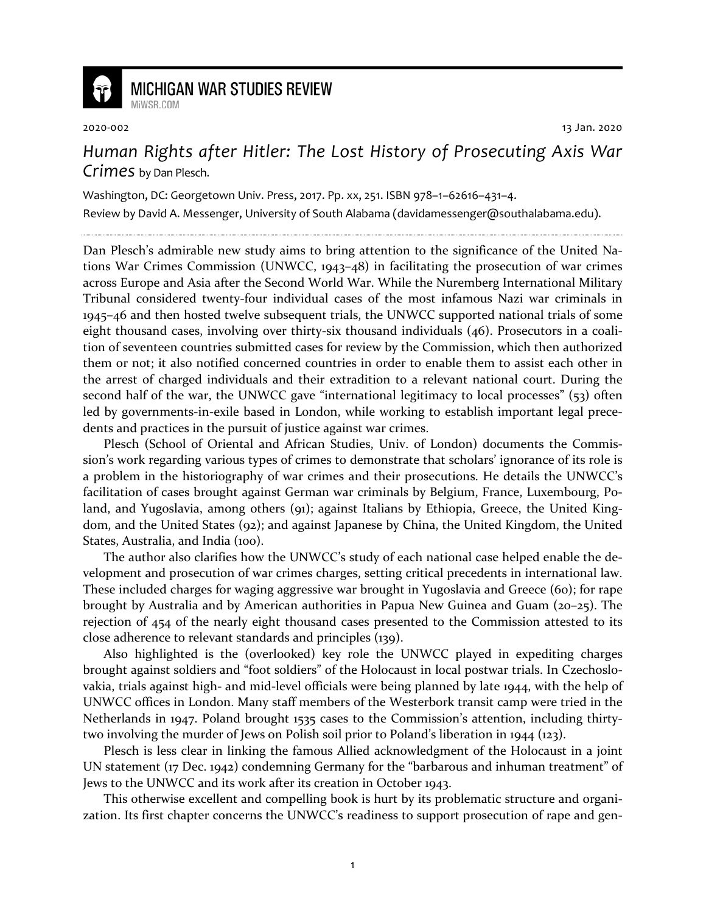# MICHIGAN WAR STUDIES REVIEW

MiWSR.COM

2020-002 13 Jan. 2020

## *Human Rights after Hitler: The Lost History of Prosecuting Axis War Crimes* by Dan Plesch.

Washington, DC: Georgetown Univ. Press, 2017. Pp. xx, 251. ISBN 978–1–62616–431–4.

Review by David A. Messenger, University of South Alabama (davidamessenger@southalabama.edu).

---

Dan Plesch's admirable new study aims to bring attention to the significance of the United Nations War Crimes Commission (UNWCC, 1943–48) in facilitating the prosecution of war crimes across Europe and Asia after the Second World War. While the Nuremberg International Military Tribunal considered twenty-four individual cases of the most infamous Nazi war criminals in 1945–46 and then hosted twelve subsequent trials, the UNWCC supported national trials of some eight thousand cases, involving over thirty-six thousand individuals (46). Prosecutors in a coalition of seventeen countries submitted cases for review by the Commission, which then authorized them or not; it also notified concerned countries in order to enable them to assist each other in the arrest of charged individuals and their extradition to a relevant national court. During the second half of the war, the UNWCC gave "international legitimacy to local processes" (53) often led by governments-in-exile based in London, while working to establish important legal precedents and practices in the pursuit of justice against war crimes.

Plesch (School of Oriental and African Studies, Univ. of London) documents the Commission's work regarding various types of crimes to demonstrate that scholars' ignorance of its role is a problem in the historiography of war crimes and their prosecutions. He details the UNWCC's facilitation of cases brought against German war criminals by Belgium, France, Luxembourg, Poland, and Yugoslavia, among others (91); against Italians by Ethiopia, Greece, the United Kingdom, and the United States (92); and against Japanese by China, the United Kingdom, the United States, Australia, and India (100).

The author also clarifies how the UNWCC's study of each national case helped enable the development and prosecution of war crimes charges, setting critical precedents in international law. These included charges for waging aggressive war brought in Yugoslavia and Greece (60); for rape brought by Australia and by American authorities in Papua New Guinea and Guam (20–25). The rejection of 454 of the nearly eight thousand cases presented to the Commission attested to its close adherence to relevant standards and principles (139).

Also highlighted is the (overlooked) key role the UNWCC played in expediting charges brought against soldiers and "foot soldiers" of the Holocaust in local postwar trials. In Czechoslovakia, trials against high- and mid-level officials were being planned by late 1944, with the help of UNWCC offices in London. Many staff members of the Westerbork transit camp were tried in the Netherlands in 1947. Poland brought 1535 cases to the Commission's attention, including thirty-two involving the murder of Jews on Polish soil prior to Poland's liberation in 1944 (123).

Plesch is less clear in linking the famous Allied acknowledgment of the Holocaust in a joint UN statement (17 Dec. 1942) condemning Germany for the "barbarous and inhuman treatment" of Jews to the UNWCC and its work after its creation in October 1943.

This otherwise excellent and compelling book is hurt by its problematic structure and organization. Its first chapter concerns the UNWCC's readiness to support prosecution of rape and gen-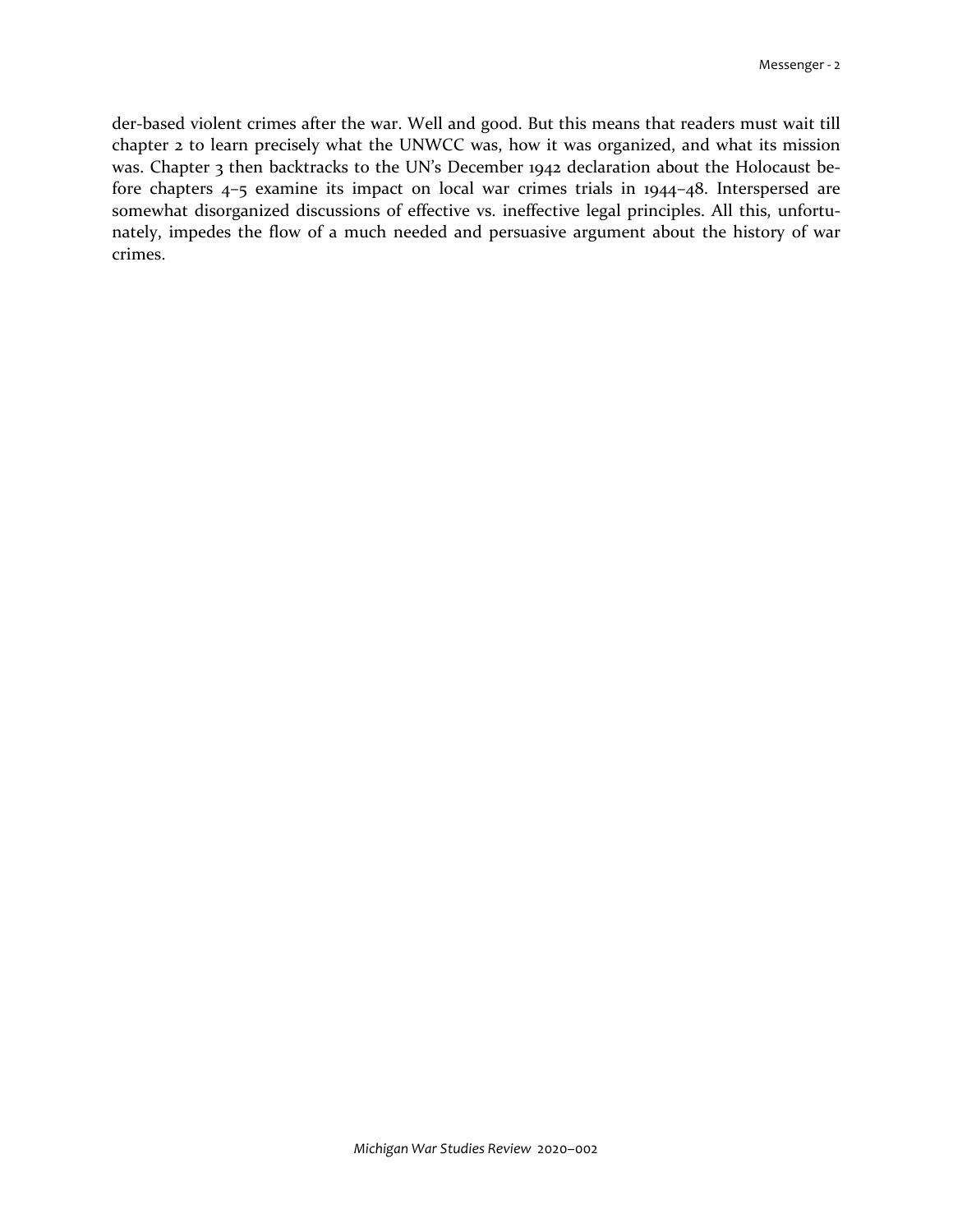der-based violent crimes after the war. Well and good. But this means that readers must wait till chapter 2 to learn precisely what the UNWCC was, how it was organized, and what its mission was. Chapter 3 then backtracks to the UN's December 1942 declaration about the Holocaust before chapters 4–5 examine its impact on local war crimes trials in 1944–48. Interspersed are somewhat disorganized discussions of effective vs. ineffective legal principles. All this, unfortunately, impedes the flow of a much needed and persuasive argument about the history of war crimes.